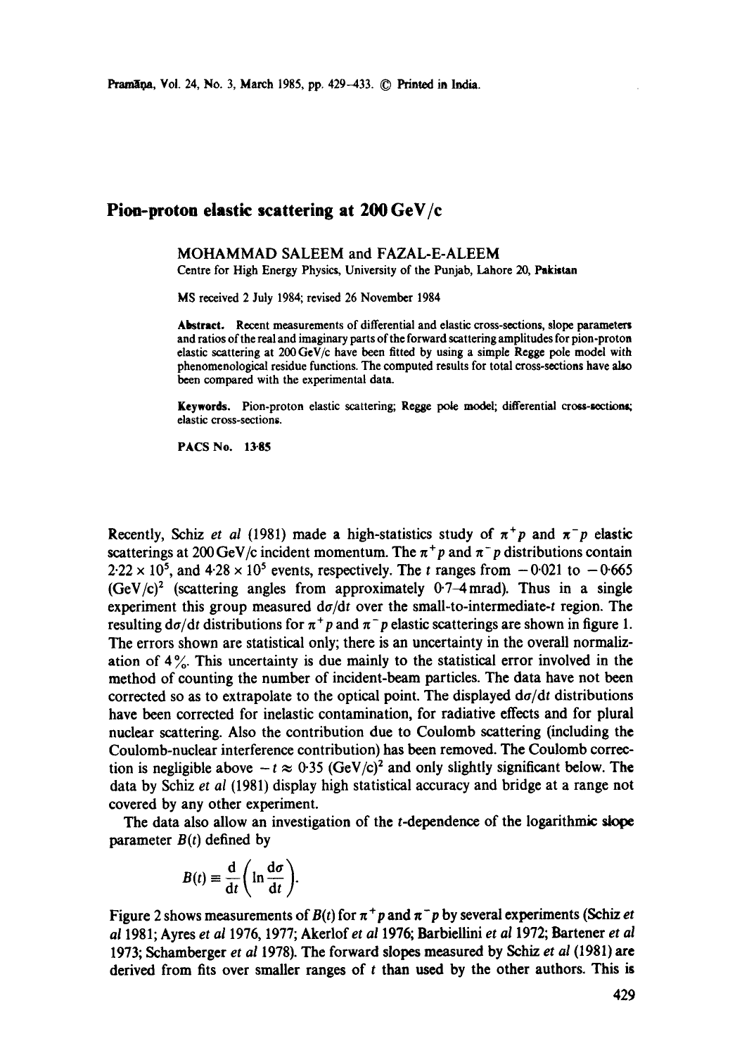# Pion-proton elastic scattering at 200 GeV/c

MOHAMMAD SALEEM and FAZAL-E-ALEEM

Centre for High Energy Physics, University of the Punjab, Lahore 20, Pakistan

MS received 2 July 1984; revised 26 November 1984

**Abstract.** Recent measurements of differential and elastic cross-sections, slope parameters and ratios of the real and imaginary parts of the forward scattering amplitudes for pion-proton elastic scattering at 200 GeV/c have been fitted by using a simple Regge pole model with phenomenological residue functions. The computed results for total cross-sections have also been compared with the experimental data.

**Keywords.** Pion-proton elastic scattering; Regge pole model; differential cross-sections; elastic cross-sections.

**PACS No.** 13·85

Recently, Schiz *et al* (1981) made a high-statistics study of $\pi^+p$ and $\pi^-p$ elastic scatterings at 200 GeV/c incident momentum. The $\pi^+p$ and $\pi^-p$ distributions contain $2{\cdot}22 \times 10^5$, and $4{\cdot}28 \times 10^5$ events, respectively. The $t$ ranges from $-0{\cdot}021$ to $-0{\cdot}665$ $(\text{GeV/c})^2$ (scattering angles from approximately 0·7–4 mrad). Thus in a single experiment this group measured $d\sigma/dt$ over the small-to-intermediate-$t$ region. The resulting $d\sigma/dt$ distributions for $\pi^+p$ and $\pi^-p$ elastic scatterings are shown in figure 1. The errors shown are statistical only; there is an uncertainty in the overall normalization of 4%. This uncertainty is due mainly to the statistical error involved in the method of counting the number of incident-beam particles. The data have not been corrected so as to extrapolate to the optical point. The displayed $d\sigma/dt$ distributions have been corrected for inelastic contamination, for radiative effects and for plural nuclear scattering. Also the contribution due to Coulomb scattering (including the Coulomb-nuclear interference contribution) has been removed. The Coulomb correction is negligible above $-t \approx 0{\cdot}35$ $(\text{GeV/c})^2$ and only slightly significant below. The data by Schiz *et al* (1981) display high statistical accuracy and bridge at a range not covered by any other experiment.

The data also allow an investigation of the $t$-dependence of the logarithmic slope parameter $B(t)$ defined by

$$B(t) \equiv \frac{d}{dt}\left(\ln \frac{d\sigma}{dt}\right).$$

Figure 2 shows measurements of $B(t)$ for $\pi^+p$ and $\pi^-p$ by several experiments (Schiz *et al* 1981; Ayres *et al* 1976, 1977; Akerlof *et al* 1976; Barbiellini *et al* 1972; Bartener *et al* 1973; Schamberger *et al* 1978). The forward slopes measured by Schiz *et al* (1981) are derived from fits over smaller ranges of $t$ than used by the other authors. This is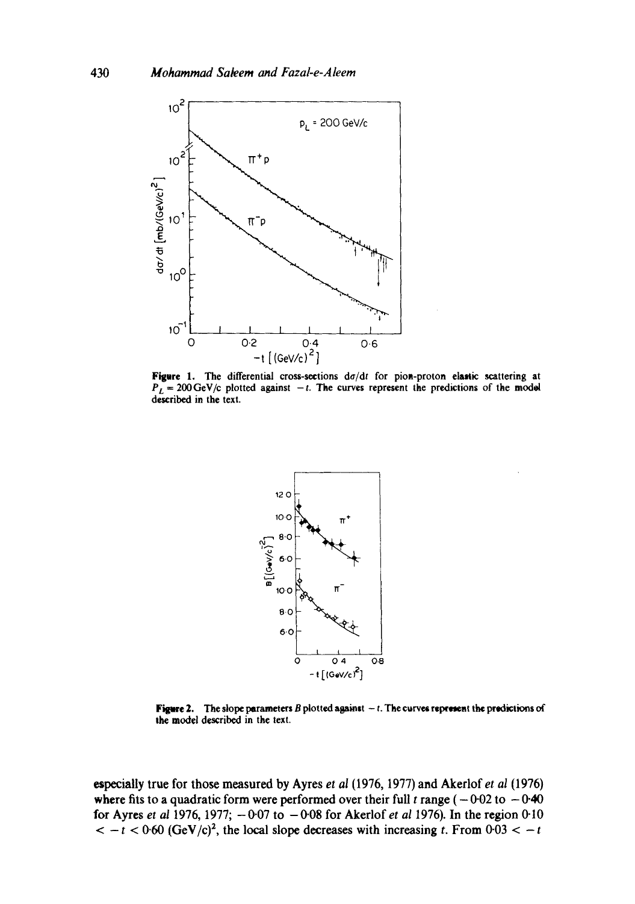**Figure 1.** The differential cross-sections $d\sigma/dt$ for pion-proton elastic scattering at $P_L = 200$ GeV/c plotted against $-t$. The curves represent the predictions of the model described in the text.

**Figure 2.** The slope parameters $B$ plotted against $-t$. The curves represent the predictions of the model described in the text.

especially true for those measured by Ayres *et al* (1976, 1977) and Akerlof *et al* (1976) where fits to a quadratic form were performed over their full $t$ range ($-0.02$ to $-0.40$ for Ayres *et al* 1976, 1977; $-0.07$ to $-0.08$ for Akerlof *et al* 1976). In the region $0.10 < -t < 0.60$ (GeV/c)$^2$, the local slope decreases with increasing $t$. From $0.03 < -t$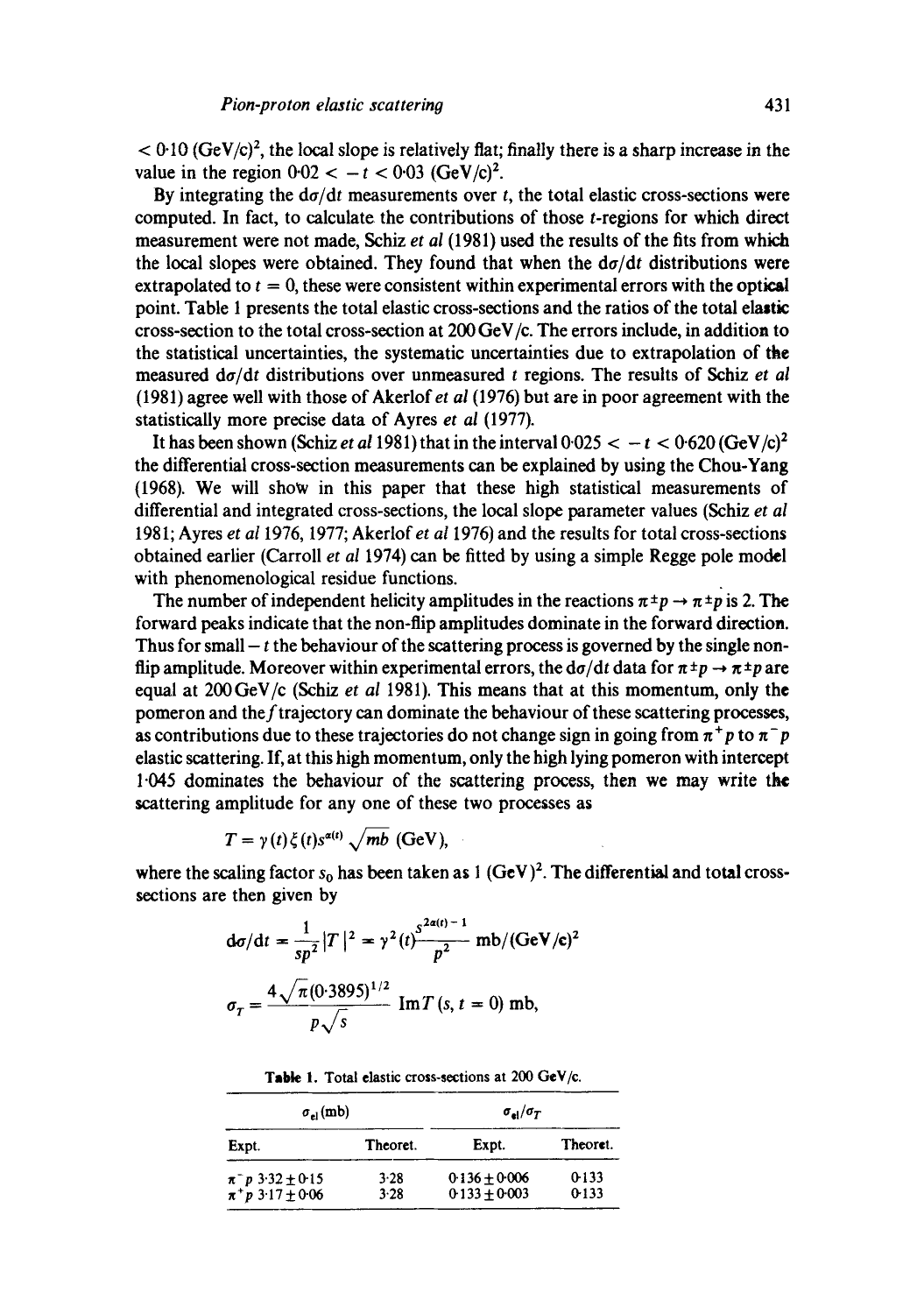$< 0{\cdot}10$ $(\text{GeV/c})^2$, the local slope is relatively flat; finally there is a sharp increase in the value in the region $0{\cdot}02 < -t < 0{\cdot}03$ $(\text{GeV/c})^2$.

By integrating the $d\sigma/dt$ measurements over $t$, the total elastic cross-sections were computed. In fact, to calculate the contributions of those $t$-regions for which direct measurement were not made, Schiz *et al* (1981) used the results of the fits from which the local slopes were obtained. They found that when the $d\sigma/dt$ distributions were extrapolated to $t = 0$, these were consistent within experimental errors with the optical point. Table 1 presents the total elastic cross-sections and the ratios of the total elastic cross-section to the total cross-section at 200 GeV/c. The errors include, in addition to the statistical uncertainties, the systematic uncertainties due to extrapolation of the measured $d\sigma/dt$ distributions over unmeasured $t$ regions. The results of Schiz *et al* (1981) agree well with those of Akerlof *et al* (1976) but are in poor agreement with the statistically more precise data of Ayres *et al* (1977).

It has been shown (Schiz *et al* 1981) that in the interval $0{\cdot}025 < -t < 0{\cdot}620$ $(\text{GeV/c})^2$ the differential cross-section measurements can be explained by using the Chou-Yang (1968). We will show in this paper that these high statistical measurements of differential and integrated cross-sections, the local slope parameter values (Schiz *et al* 1981; Ayres *et al* 1976, 1977; Akerlof *et al* 1976) and the results for total cross-sections obtained earlier (Carroll *et al* 1974) can be fitted by using a simple Regge pole model with phenomenological residue functions.

The number of independent helicity amplitudes in the reactions $\pi^{\pm}p \to \pi^{\pm}p$ is 2. The forward peaks indicate that the non-flip amplitudes dominate in the forward direction. Thus for small $-t$ the behaviour of the scattering process is governed by the single non-flip amplitude. Moreover within experimental errors, the $d\sigma/dt$ data for $\pi^{\pm}p \to \pi^{\pm}p$ are equal at 200 GeV/c (Schiz *et al* 1981). This means that at this momentum, only the pomeron and the $f$ trajectory can dominate the behaviour of these scattering processes, as contributions due to these trajectories do not change sign in going from $\pi^+p$ to $\pi^-p$ elastic scattering. If, at this high momentum, only the high lying pomeron with intercept 1·045 dominates the behaviour of the scattering process, then we may write the scattering amplitude for any one of these two processes as

$$T = \gamma(t)\xi(t)s^{\alpha(t)}\sqrt{mb}\ (\text{GeV}),$$

where the scaling factor $s_0$ has been taken as 1 $(\text{GeV})^2$. The differential and total cross-sections are then given by

$$d\sigma/dt = \frac{1}{sp^2}|T|^2 = \gamma^2(t)\frac{s^{2\alpha(t)-1}}{p^2}\ \text{mb}/(\text{GeV/c})^2$$

$$\sigma_T = \frac{4\sqrt{\pi}(0{\cdot}3895)^{1/2}}{p\sqrt{s}}\ \text{Im}\,T(s, t=0)\ \text{mb},$$

**Table 1.** Total elastic cross-sections at 200 GeV/c.

| $\sigma_{el}$ (mb) | | $\sigma_{el}/\sigma_T$ | |
|---|---|---|---|
| Expt. | Theoret. | Expt. | Theoret. |
| $\pi^-p$ $3{\cdot}32 \pm 0{\cdot}15$ | 3·28 | $0{\cdot}136 \pm 0{\cdot}006$ | 0·133 |
| $\pi^+p$ $3{\cdot}17 \pm 0{\cdot}06$ | 3·28 | $0{\cdot}133 \pm 0{\cdot}003$ | 0·133 |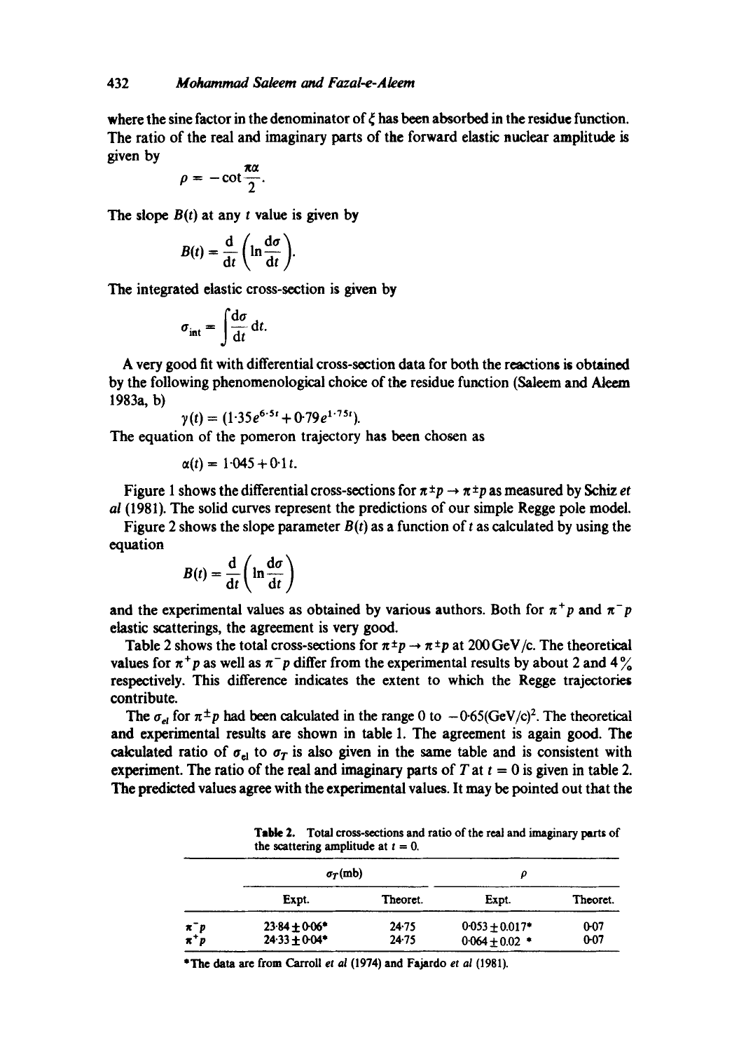where the sine factor in the denominator of $\xi$ has been absorbed in the residue function. The ratio of the real and imaginary parts of the forward elastic nuclear amplitude is given by

$$\rho = -\cot\frac{\pi\alpha}{2}.$$

The slope $B(t)$ at any $t$ value is given by

$$B(t) = \frac{d}{dt}\left(\ln\frac{d\sigma}{dt}\right).$$

The integrated elastic cross-section is given by

$$\sigma_{\text{int}} = \int\frac{d\sigma}{dt}\,dt.$$

A very good fit with differential cross-section data for both the reactions is obtained by the following phenomenological choice of the residue function (Saleem and Aleem 1983a, b)

$$\gamma(t) = (1{\cdot}35e^{6{\cdot}5t} + 0{\cdot}79e^{1{\cdot}75t}).$$

The equation of the pomeron trajectory has been chosen as

$$\alpha(t) = 1{\cdot}045 + 0{\cdot}1\,t.$$

Figure 1 shows the differential cross-sections for $\pi^{\pm}p \rightarrow \pi^{\pm}p$ as measured by Schiz *et al* (1981). The solid curves represent the predictions of our simple Regge pole model.

Figure 2 shows the slope parameter $B(t)$ as a function of $t$ as calculated by using the equation

$$B(t) = \frac{d}{dt}\left(\ln\frac{d\sigma}{dt}\right)$$

and the experimental values as obtained by various authors. Both for $\pi^{+}p$ and $\pi^{-}p$ elastic scatterings, the agreement is very good.

Table 2 shows the total cross-sections for $\pi^{\pm}p \rightarrow \pi^{\pm}p$ at 200 GeV/c. The theoretical values for $\pi^{+}p$ as well as $\pi^{-}p$ differ from the experimental results by about 2 and 4% respectively. This difference indicates the extent to which the Regge trajectories contribute.

The $\sigma_{el}$ for $\pi^{\pm}p$ had been calculated in the range 0 to $-0{\cdot}65(\text{GeV/c})^2$. The theoretical and experimental results are shown in table 1. The agreement is again good. The calculated ratio of $\sigma_{el}$ to $\sigma_T$ is also given in the same table and is consistent with experiment. The ratio of the real and imaginary parts of $T$ at $t = 0$ is given in table 2. The predicted values agree with the experimental values. It may be pointed out that the

**Table 2.** Total cross-sections and ratio of the real and imaginary parts of the scattering amplitude at $t = 0$.

| | $\sigma_T$(mb) | | $\rho$ | |
|---|---|---|---|---|
| | Expt. | Theoret. | Expt. | Theoret. |
| $\pi^{-}p$ | 23·84 ± 0·06* | 24·75 | 0·053 ± 0.017* | 0·07 |
| $\pi^{+}p$ | 24·33 ± 0·04* | 24·75 | 0·064 ± 0.02 * | 0·07 |

*The data are from Carroll *et al* (1974) and Fajardo *et al* (1981).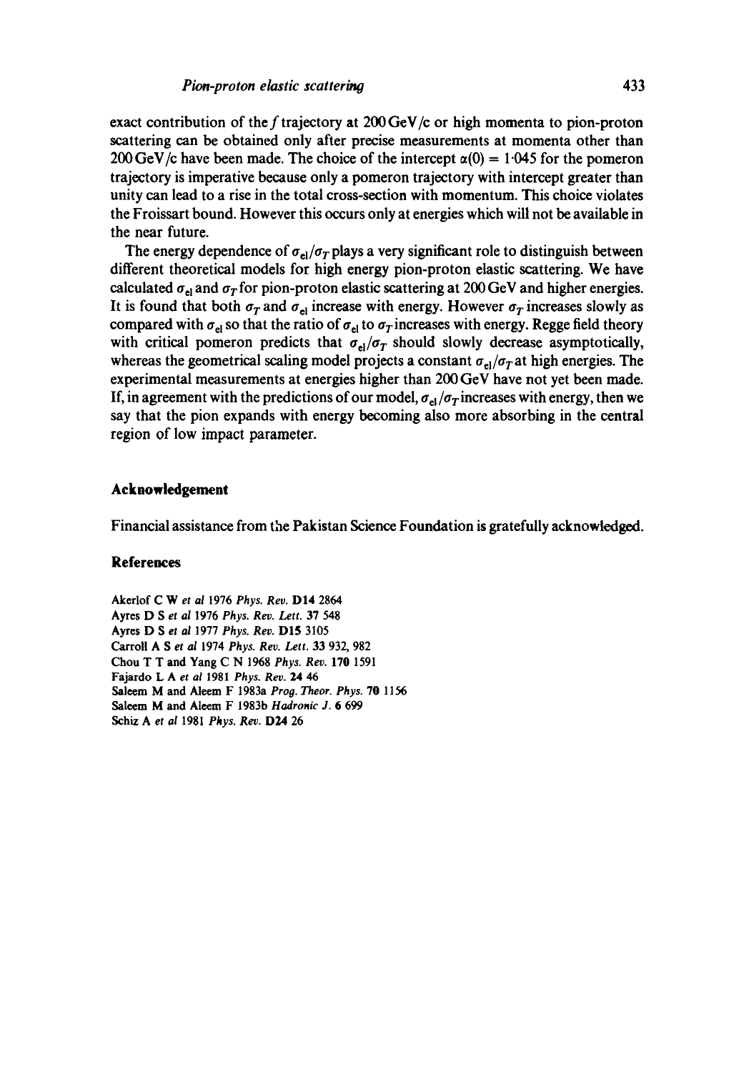exact contribution of the $f$ trajectory at 200 GeV/c or high momenta to pion-proton scattering can be obtained only after precise measurements at momenta other than 200 GeV/c have been made. The choice of the intercept $\alpha(0) = 1{\cdot}045$ for the pomeron trajectory is imperative because only a pomeron trajectory with intercept greater than unity can lead to a rise in the total cross-section with momentum. This choice violates the Froissart bound. However this occurs only at energies which will not be available in the near future.

The energy dependence of $\sigma_{el}/\sigma_T$ plays a very significant role to distinguish between different theoretical models for high energy pion-proton elastic scattering. We have calculated $\sigma_{el}$ and $\sigma_T$ for pion-proton elastic scattering at 200 GeV and higher energies. It is found that both $\sigma_T$ and $\sigma_{el}$ increase with energy. However $\sigma_T$ increases slowly as compared with $\sigma_{el}$ so that the ratio of $\sigma_{el}$ to $\sigma_T$ increases with energy. Regge field theory with critical pomeron predicts that $\sigma_{el}/\sigma_T$ should slowly decrease asymptotically, whereas the geometrical scaling model projects a constant $\sigma_{el}/\sigma_T$ at high energies. The experimental measurements at energies higher than 200 GeV have not yet been made. If, in agreement with the predictions of our model, $\sigma_{el}/\sigma_T$ increases with energy, then we say that the pion expands with energy becoming also more absorbing in the central region of low impact parameter.

## Acknowledgement

Financial assistance from the Pakistan Science Foundation is gratefully acknowledged.

## References

Akerlof C W *et al* 1976 *Phys. Rev.* **D14** 2864
Ayres D S *et al* 1976 *Phys. Rev. Lett.* **37** 548
Ayres D S *et al* 1977 *Phys. Rev.* **D15** 3105
Carroll A S *et al* 1974 *Phys. Rev. Lett.* **33** 932, 982
Chou T T and Yang C N 1968 *Phys. Rev.* **170** 1591
Fajardo L A *et al* 1981 *Phys. Rev.* **24** 46
Saleem M and Aleem F 1983a *Prog. Theor. Phys.* **70** 1156
Saleem M and Aleem F 1983b *Hadronic J.* **6** 699
Schiz A *et al* 1981 *Phys. Rev.* **D24** 26